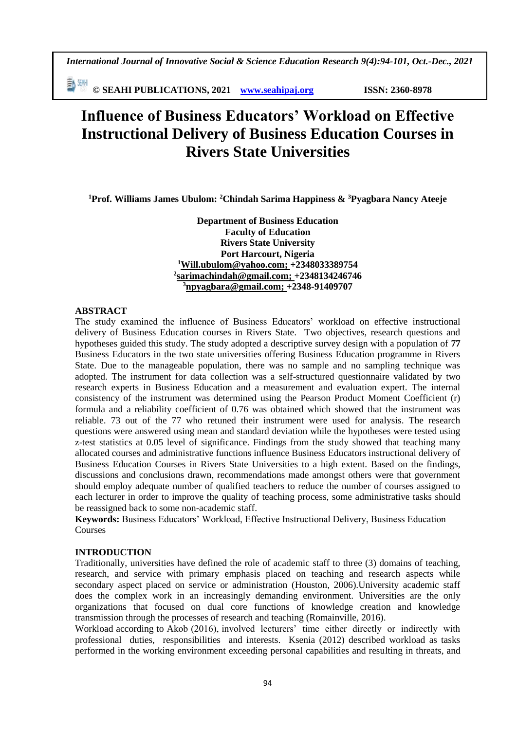# Influence of Business Educators' Workload on Effective Instructional Delivery of Business Education Courses in Rivers State Universities

**[1]Prof. Williams James Ubulom: [2]Chindah Sarima Happiness & [3]Pyagbara Nancy Ateeje**

**Department of Business Education**
**Faculty of Education**
**Rivers State University**
**Port Harcourt, Nigeria**
**[1]Will.ubulom@yahoo.com; +2348033389754**
**[2]sarimachindah@gmail.com; +2348134246746**
**[3]npyagbara@gmail.com; +2348-91409707**

## ABSTRACT

The study examined the influence of Business Educators' workload on effective instructional delivery of Business Education courses in Rivers State. Two objectives, research questions and hypotheses guided this study. The study adopted a descriptive survey design with a population of **77** Business Educators in the two state universities offering Business Education programme in Rivers State. Due to the manageable population, there was no sample and no sampling technique was adopted. The instrument for data collection was a self-structured questionnaire validated by two research experts in Business Education and a measurement and evaluation expert. The internal consistency of the instrument was determined using the Pearson Product Moment Coefficient (r) formula and a reliability coefficient of 0.76 was obtained which showed that the instrument was reliable. 73 out of the 77 who retuned their instrument were used for analysis. The research questions were answered using mean and standard deviation while the hypotheses were tested using z-test statistics at 0.05 level of significance. Findings from the study showed that teaching many allocated courses and administrative functions influence Business Educators instructional delivery of Business Education Courses in Rivers State Universities to a high extent. Based on the findings, discussions and conclusions drawn, recommendations made amongst others were that government should employ adequate number of qualified teachers to reduce the number of courses assigned to each lecturer in order to improve the quality of teaching process, some administrative tasks should be reassigned back to some non-academic staff.

**Keywords:** Business Educators' Workload, Effective Instructional Delivery, Business Education Courses

## INTRODUCTION

Traditionally, universities have defined the role of academic staff to three (3) domains of teaching, research, and service with primary emphasis placed on teaching and research aspects while secondary aspect placed on service or administration (Houston, 2006).University academic staff does the complex work in an increasingly demanding environment. Universities are the only organizations that focused on dual core functions of knowledge creation and knowledge transmission through the processes of research and teaching (Romainville, 2016).

Workload according to Akob (2016), involved lecturers' time either directly or indirectly with professional duties, responsibilities and interests. Ksenia (2012) described workload as tasks performed in the working environment exceeding personal capabilities and resulting in threats, and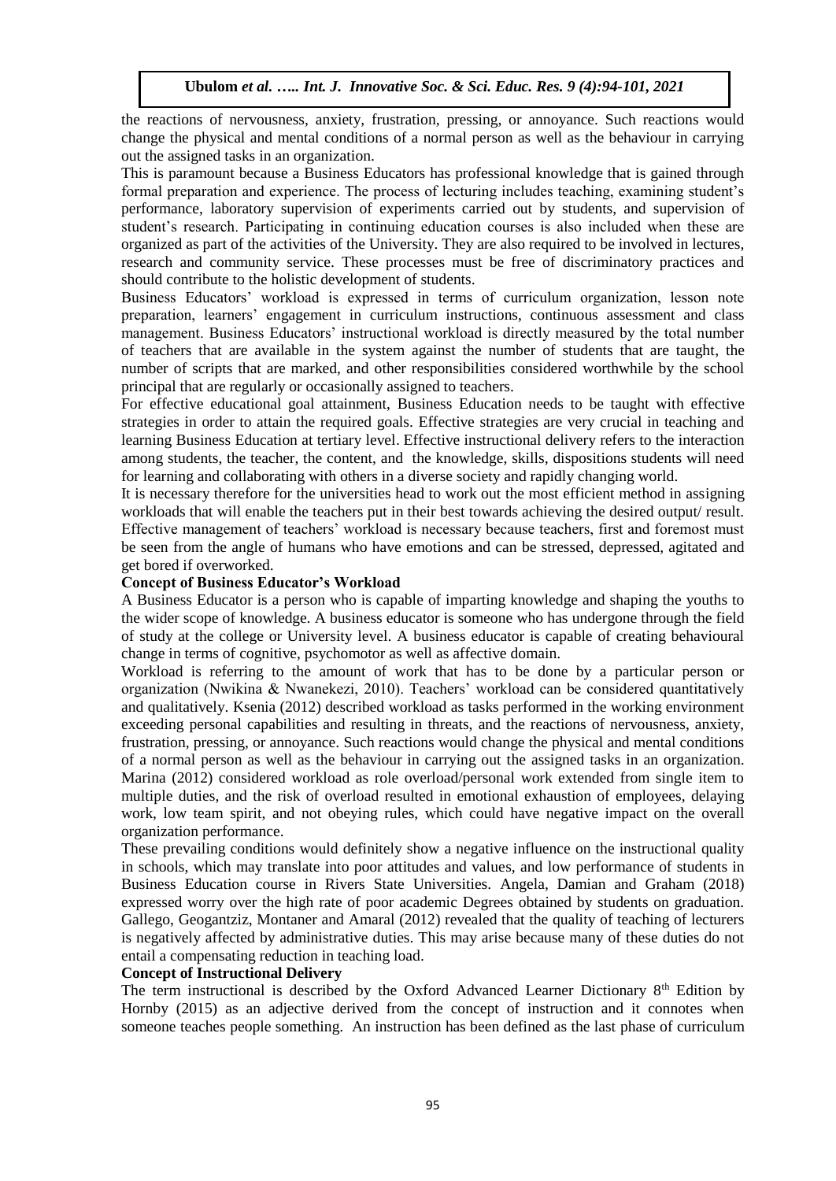the reactions of nervousness, anxiety, frustration, pressing, or annoyance. Such reactions would change the physical and mental conditions of a normal person as well as the behaviour in carrying out the assigned tasks in an organization.

This is paramount because a Business Educators has professional knowledge that is gained through formal preparation and experience. The process of lecturing includes teaching, examining student's performance, laboratory supervision of experiments carried out by students, and supervision of student's research. Participating in continuing education courses is also included when these are organized as part of the activities of the University. They are also required to be involved in lectures, research and community service. These processes must be free of discriminatory practices and should contribute to the holistic development of students.

Business Educators' workload is expressed in terms of curriculum organization, lesson note preparation, learners' engagement in curriculum instructions, continuous assessment and class management. Business Educators' instructional workload is directly measured by the total number of teachers that are available in the system against the number of students that are taught, the number of scripts that are marked, and other responsibilities considered worthwhile by the school principal that are regularly or occasionally assigned to teachers.

For effective educational goal attainment, Business Education needs to be taught with effective strategies in order to attain the required goals. Effective strategies are very crucial in teaching and learning Business Education at tertiary level. Effective instructional delivery refers to the interaction among students, the teacher, the content, and the knowledge, skills, dispositions students will need for learning and collaborating with others in a diverse society and rapidly changing world.

It is necessary therefore for the universities head to work out the most efficient method in assigning workloads that will enable the teachers put in their best towards achieving the desired output/ result. Effective management of teachers' workload is necessary because teachers, first and foremost must be seen from the angle of humans who have emotions and can be stressed, depressed, agitated and get bored if overworked.

**Concept of Business Educator's Workload**

A Business Educator is a person who is capable of imparting knowledge and shaping the youths to the wider scope of knowledge. A business educator is someone who has undergone through the field of study at the college or University level. A business educator is capable of creating behavioural change in terms of cognitive, psychomotor as well as affective domain.

Workload is referring to the amount of work that has to be done by a particular person or organization (Nwikina & Nwanekezi, 2010). Teachers' workload can be considered quantitatively and qualitatively. Ksenia (2012) described workload as tasks performed in the working environment exceeding personal capabilities and resulting in threats, and the reactions of nervousness, anxiety, frustration, pressing, or annoyance. Such reactions would change the physical and mental conditions of a normal person as well as the behaviour in carrying out the assigned tasks in an organization. Marina (2012) considered workload as role overload/personal work extended from single item to multiple duties, and the risk of overload resulted in emotional exhaustion of employees, delaying work, low team spirit, and not obeying rules, which could have negative impact on the overall organization performance.

These prevailing conditions would definitely show a negative influence on the instructional quality in schools, which may translate into poor attitudes and values, and low performance of students in Business Education course in Rivers State Universities. Angela, Damian and Graham (2018) expressed worry over the high rate of poor academic Degrees obtained by students on graduation. Gallego, Geogantziz, Montaner and Amaral (2012) revealed that the quality of teaching of lecturers is negatively affected by administrative duties. This may arise because many of these duties do not entail a compensating reduction in teaching load.

**Concept of Instructional Delivery**

The term instructional is described by the Oxford Advanced Learner Dictionary 8th Edition by Hornby (2015) as an adjective derived from the concept of instruction and it connotes when someone teaches people something. An instruction has been defined as the last phase of curriculum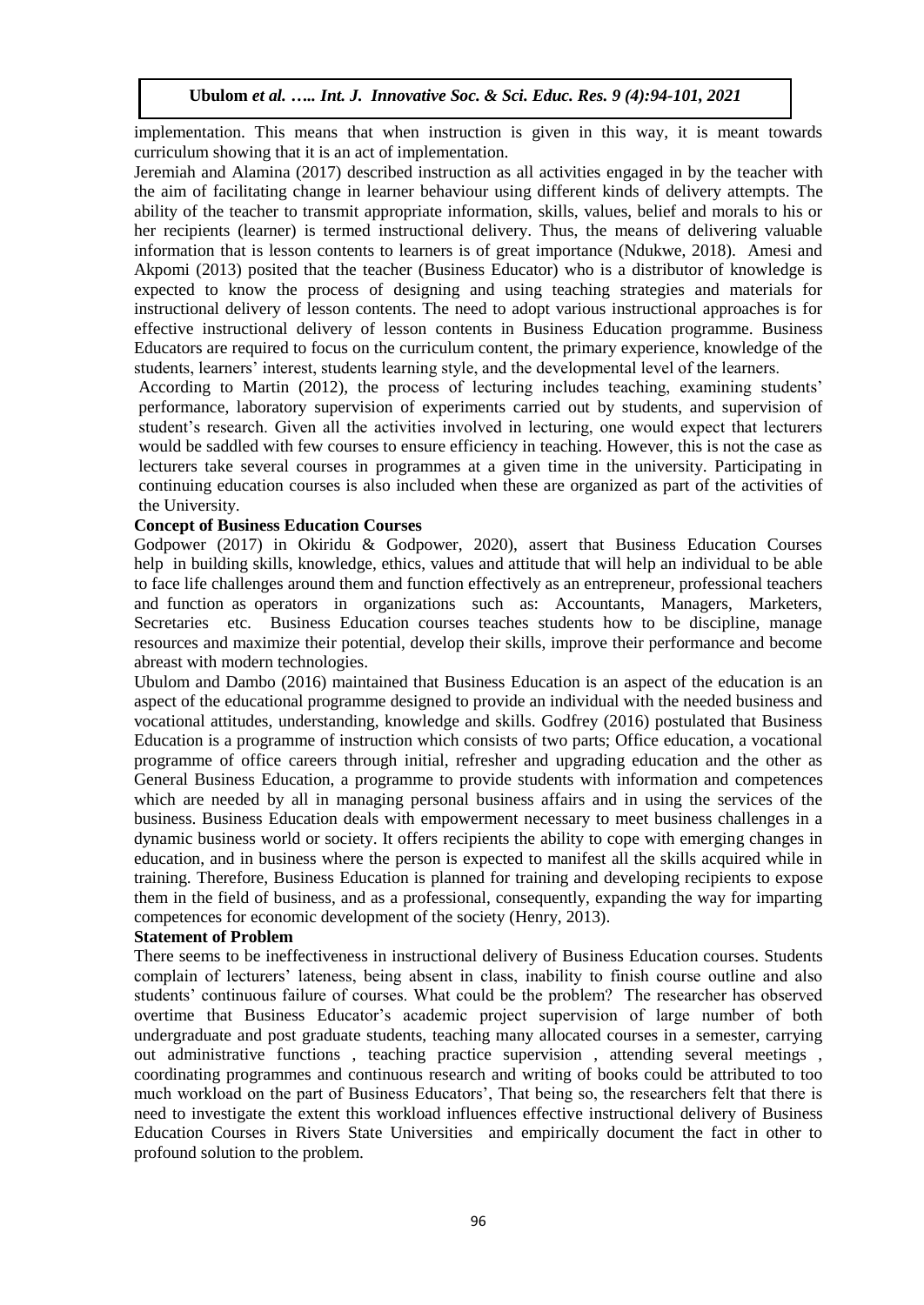implementation. This means that when instruction is given in this way, it is meant towards curriculum showing that it is an act of implementation.

Jeremiah and Alamina (2017) described instruction as all activities engaged in by the teacher with the aim of facilitating change in learner behaviour using different kinds of delivery attempts. The ability of the teacher to transmit appropriate information, skills, values, belief and morals to his or her recipients (learner) is termed instructional delivery. Thus, the means of delivering valuable information that is lesson contents to learners is of great importance (Ndukwe, 2018). Amesi and Akpomi (2013) posited that the teacher (Business Educator) who is a distributor of knowledge is expected to know the process of designing and using teaching strategies and materials for instructional delivery of lesson contents. The need to adopt various instructional approaches is for effective instructional delivery of lesson contents in Business Education programme. Business Educators are required to focus on the curriculum content, the primary experience, knowledge of the students, learners' interest, students learning style, and the developmental level of the learners.

According to Martin (2012), the process of lecturing includes teaching, examining students' performance, laboratory supervision of experiments carried out by students, and supervision of student's research. Given all the activities involved in lecturing, one would expect that lecturers would be saddled with few courses to ensure efficiency in teaching. However, this is not the case as lecturers take several courses in programmes at a given time in the university. Participating in continuing education courses is also included when these are organized as part of the activities of the University.

**Concept of Business Education Courses**

Godpower (2017) in Okiridu & Godpower, 2020), assert that Business Education Courses help in building skills, knowledge, ethics, values and attitude that will help an individual to be able to face life challenges around them and function effectively as an entrepreneur, professional teachers and function as operators in organizations such as: Accountants, Managers, Marketers, Secretaries etc. Business Education courses teaches students how to be discipline, manage resources and maximize their potential, develop their skills, improve their performance and become abreast with modern technologies.

Ubulom and Dambo (2016) maintained that Business Education is an aspect of the education is an aspect of the educational programme designed to provide an individual with the needed business and vocational attitudes, understanding, knowledge and skills. Godfrey (2016) postulated that Business Education is a programme of instruction which consists of two parts; Office education, a vocational programme of office careers through initial, refresher and upgrading education and the other as General Business Education, a programme to provide students with information and competences which are needed by all in managing personal business affairs and in using the services of the business. Business Education deals with empowerment necessary to meet business challenges in a dynamic business world or society. It offers recipients the ability to cope with emerging changes in education, and in business where the person is expected to manifest all the skills acquired while in training. Therefore, Business Education is planned for training and developing recipients to expose them in the field of business, and as a professional, consequently, expanding the way for imparting competences for economic development of the society (Henry, 2013).

**Statement of Problem**

There seems to be ineffectiveness in instructional delivery of Business Education courses. Students complain of lecturers' lateness, being absent in class, inability to finish course outline and also students' continuous failure of courses. What could be the problem? The researcher has observed overtime that Business Educator's academic project supervision of large number of both undergraduate and post graduate students, teaching many allocated courses in a semester, carrying out administrative functions , teaching practice supervision , attending several meetings , coordinating programmes and continuous research and writing of books could be attributed to too much workload on the part of Business Educators', That being so, the researchers felt that there is need to investigate the extent this workload influences effective instructional delivery of Business Education Courses in Rivers State Universities and empirically document the fact in other to profound solution to the problem.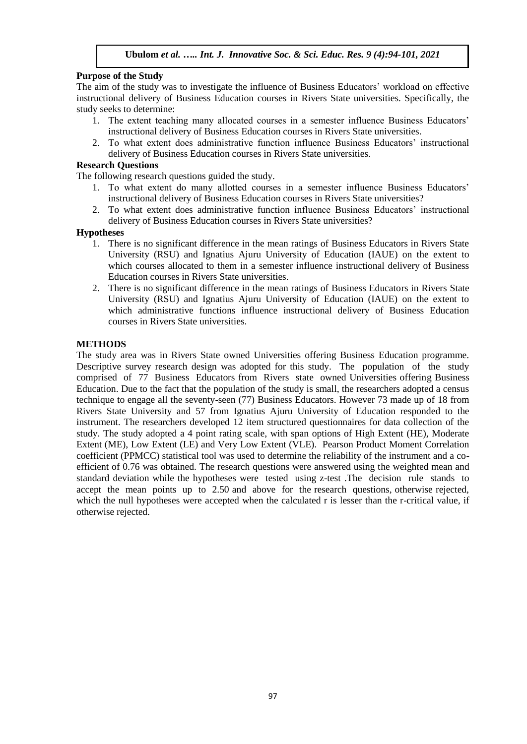### Purpose of the Study

The aim of the study was to investigate the influence of Business Educators' workload on effective instructional delivery of Business Education courses in Rivers State universities. Specifically, the study seeks to determine:

1. The extent teaching many allocated courses in a semester influence Business Educators' instructional delivery of Business Education courses in Rivers State universities.
2. To what extent does administrative function influence Business Educators' instructional delivery of Business Education courses in Rivers State universities.

### Research Questions

The following research questions guided the study.

1. To what extent do many allotted courses in a semester influence Business Educators' instructional delivery of Business Education courses in Rivers State universities?
2. To what extent does administrative function influence Business Educators' instructional delivery of Business Education courses in Rivers State universities?

### Hypotheses

1. There is no significant difference in the mean ratings of Business Educators in Rivers State University (RSU) and Ignatius Ajuru University of Education (IAUE) on the extent to which courses allocated to them in a semester influence instructional delivery of Business Education courses in Rivers State universities.
2. There is no significant difference in the mean ratings of Business Educators in Rivers State University (RSU) and Ignatius Ajuru University of Education (IAUE) on the extent to which administrative functions influence instructional delivery of Business Education courses in Rivers State universities.

## METHODS

The study area was in Rivers State owned Universities offering Business Education programme. Descriptive survey research design was adopted for this study. The population of the study comprised of 77 Business Educators from Rivers state owned Universities offering Business Education. Due to the fact that the population of the study is small, the researchers adopted a census technique to engage all the seventy-seen (77) Business Educators. However 73 made up of 18 from Rivers State University and 57 from Ignatius Ajuru University of Education responded to the instrument. The researchers developed 12 item structured questionnaires for data collection of the study. The study adopted a 4 point rating scale, with span options of High Extent (HE), Moderate Extent (ME), Low Extent (LE) and Very Low Extent (VLE). Pearson Product Moment Correlation coefficient (PPMCC) statistical tool was used to determine the reliability of the instrument and a co-efficient of 0.76 was obtained. The research questions were answered using the weighted mean and standard deviation while the hypotheses were tested using z-test .The decision rule stands to accept the mean points up to 2.50 and above for the research questions, otherwise rejected, which the null hypotheses were accepted when the calculated r is lesser than the r-critical value, if otherwise rejected.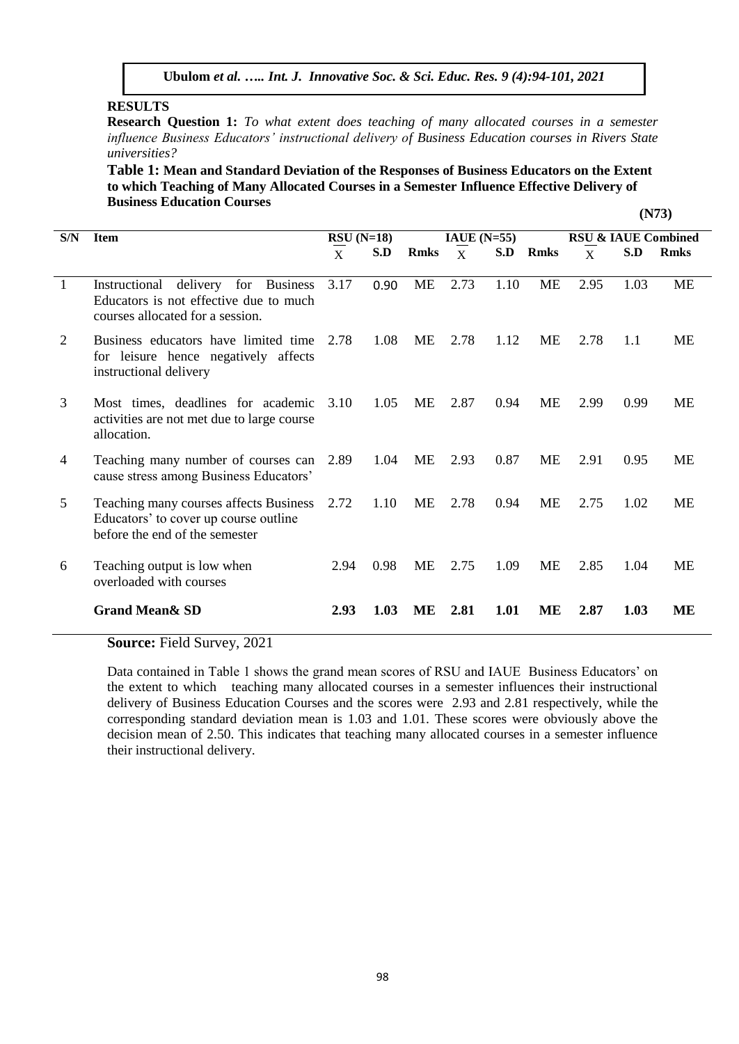## RESULTS

**Research Question 1:** *To what extent does teaching of many allocated courses in a semester influence Business Educators' instructional delivery of Business Education courses in Rivers State universities?*

**Table 1: Mean and Standard Deviation of the Responses of Business Educators on the Extent to which Teaching of Many Allocated Courses in a Semester Influence Effective Delivery of Business Education Courses**

**(N73)**

| S/N | Item | RSU (N=18) | | | IAUE (N=55) | | | RSU & IAUE Combined | | |
|---|---|---|---|---|---|---|---|---|---|---|
| | | $\bar{X}$ | S.D | Rmks | $\bar{X}$ | S.D | Rmks | $\bar{X}$ | S.D | Rmks |
| 1 | Instructional delivery for Business Educators is not effective due to much courses allocated for a session. | 3.17 | 0.90 | ME | 2.73 | 1.10 | ME | 2.95 | 1.03 | ME |
| 2 | Business educators have limited time for leisure hence negatively affects instructional delivery | 2.78 | 1.08 | ME | 2.78 | 1.12 | ME | 2.78 | 1.1 | ME |
| 3 | Most times, deadlines for academic activities are not met due to large course allocation. | 3.10 | 1.05 | ME | 2.87 | 0.94 | ME | 2.99 | 0.99 | ME |
| 4 | Teaching many number of courses can cause stress among Business Educators' | 2.89 | 1.04 | ME | 2.93 | 0.87 | ME | 2.91 | 0.95 | ME |
| 5 | Teaching many courses affects Business Educators' to cover up course outline before the end of the semester | 2.72 | 1.10 | ME | 2.78 | 0.94 | ME | 2.75 | 1.02 | ME |
| 6 | Teaching output is low when overloaded with courses | 2.94 | 0.98 | ME | 2.75 | 1.09 | ME | 2.85 | 1.04 | ME |
| | **Grand Mean& SD** | **2.93** | **1.03** | **ME** | **2.81** | **1.01** | **ME** | **2.87** | **1.03** | **ME** |

**Source:** Field Survey, 2021

Data contained in Table 1 shows the grand mean scores of RSU and IAUE Business Educators' on the extent to which teaching many allocated courses in a semester influences their instructional delivery of Business Education Courses and the scores were 2.93 and 2.81 respectively, while the corresponding standard deviation mean is 1.03 and 1.01. These scores were obviously above the decision mean of 2.50. This indicates that teaching many allocated courses in a semester influence their instructional delivery.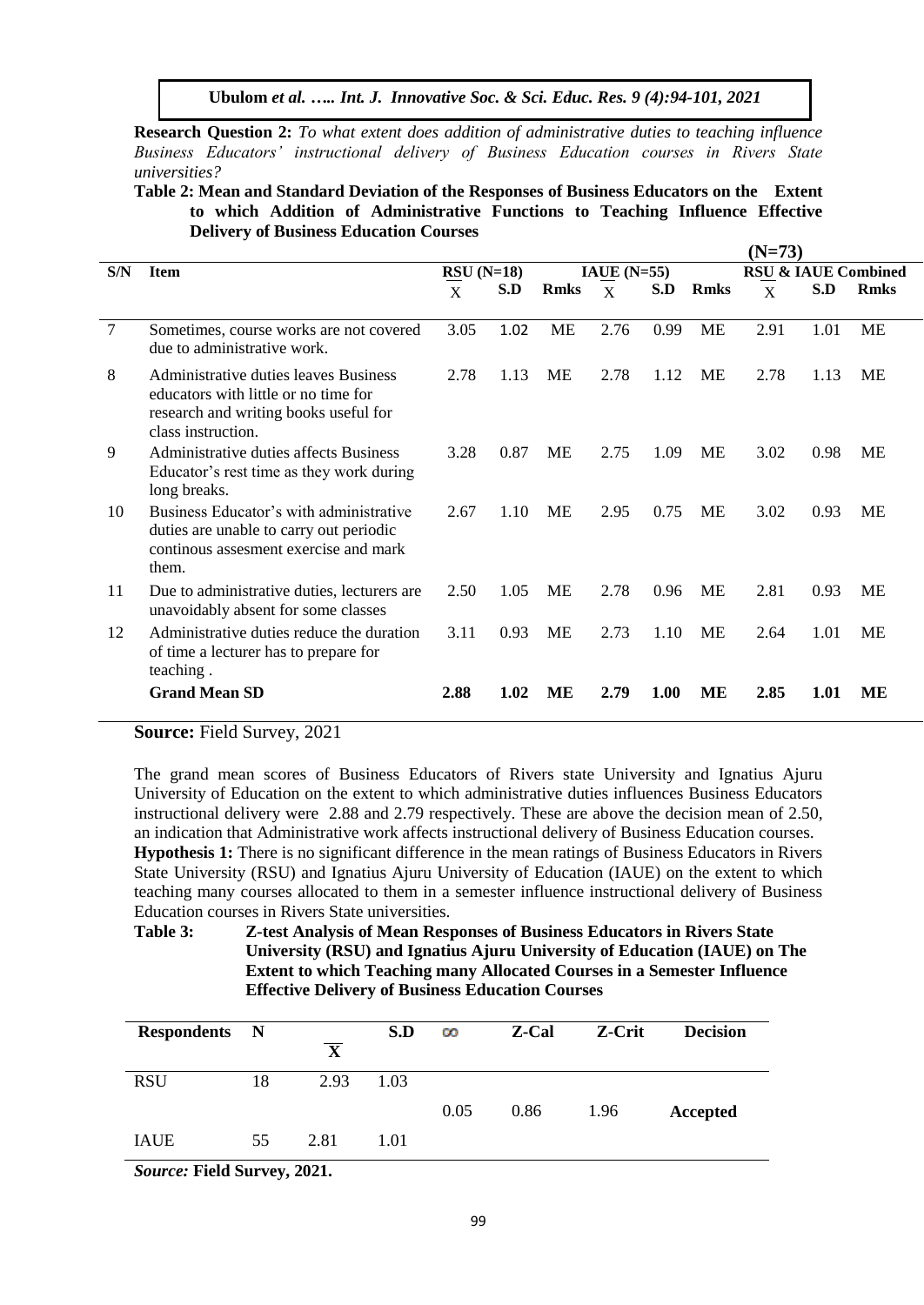**Research Question 2:** *To what extent does addition of administrative duties to teaching influence Business Educators' instructional delivery of Business Education courses in Rivers State universities?*

**Table 2: Mean and Standard Deviation of the Responses of Business Educators on the Extent to which Addition of Administrative Functions to Teaching Influence Effective Delivery of Business Education Courses**

| | | | | | | | | **(N=73)** | | |
|---|---|---|---|---|---|---|---|---|---|---|
| **S/N** | **Item** | **RSU (N=18)** | | | **IAUE (N=55)** | | | **RSU & IAUE Combined** | | |
| | | $\bar{X}$ | **S.D** | **Rmks** | $\bar{X}$ | **S.D** | **Rmks** | $\bar{X}$ | **S.D** | **Rmks** |
| 7 | Sometimes, course works are not covered due to administrative work. | 3.05 | 1.02 | ME | 2.76 | 0.99 | ME | 2.91 | 1.01 | ME |
| 8 | Administrative duties leaves Business educators with little or no time for research and writing books useful for class instruction. | 2.78 | 1.13 | ME | 2.78 | 1.12 | ME | 2.78 | 1.13 | ME |
| 9 | Administrative duties affects Business Educator's rest time as they work during long breaks. | 3.28 | 0.87 | ME | 2.75 | 1.09 | ME | 3.02 | 0.98 | ME |
| 10 | Business Educator's with administrative duties are unable to carry out periodic continous assesment exercise and mark them. | 2.67 | 1.10 | ME | 2.95 | 0.75 | ME | 3.02 | 0.93 | ME |
| 11 | Due to administrative duties, lecturers are unavoidably absent for some classes | 2.50 | 1.05 | ME | 2.78 | 0.96 | ME | 2.81 | 0.93 | ME |
| 12 | Administrative duties reduce the duration of time a lecturer has to prepare for teaching . | 3.11 | 0.93 | ME | 2.73 | 1.10 | ME | 2.64 | 1.01 | ME |
| | **Grand Mean SD** | **2.88** | **1.02** | **ME** | **2.79** | **1.00** | **ME** | **2.85** | **1.01** | **ME** |

**Source:** Field Survey, 2021

The grand mean scores of Business Educators of Rivers state University and Ignatius Ajuru University of Education on the extent to which administrative duties influences Business Educators instructional delivery were 2.88 and 2.79 respectively. These are above the decision mean of 2.50, an indication that Administrative work affects instructional delivery of Business Education courses.

**Hypothesis 1:** There is no significant difference in the mean ratings of Business Educators in Rivers State University (RSU) and Ignatius Ajuru University of Education (IAUE) on the extent to which teaching many courses allocated to them in a semester influence instructional delivery of Business Education courses in Rivers State universities.

**Table 3: Z-test Analysis of Mean Responses of Business Educators in Rivers State University (RSU) and Ignatius Ajuru University of Education (IAUE) on The Extent to which Teaching many Allocated Courses in a Semester Influence Effective Delivery of Business Education Courses**

| **Respondents** | **N** | $\bar{X}$ | **S.D** | $\infty$ | **Z-Cal** | **Z-Crit** | **Decision** |
|---|---|---|---|---|---|---|---|
| RSU | 18 | 2.93 | 1.03 | 0.05 | 0.86 | 1.96 | **Accepted** |
| IAUE | 55 | 2.81 | 1.01 | | | | |

***Source:* Field Survey, 2021.**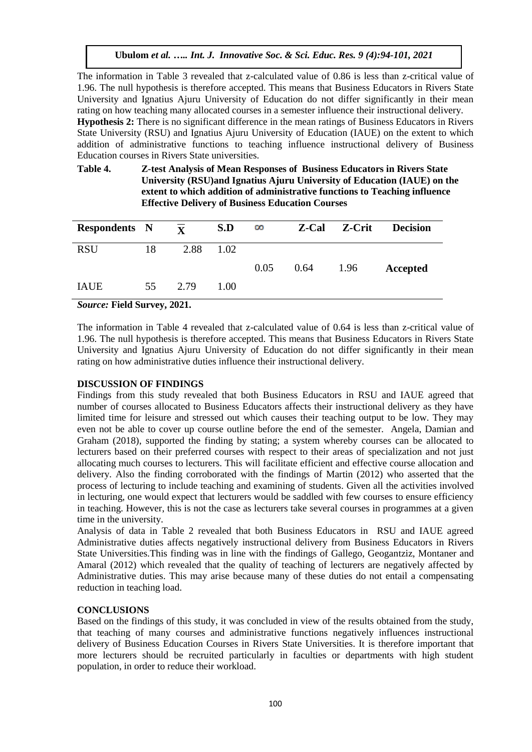The information in Table 3 revealed that z-calculated value of 0.86 is less than z-critical value of 1.96. The null hypothesis is therefore accepted. This means that Business Educators in Rivers State University and Ignatius Ajuru University of Education do not differ significantly in their mean rating on how teaching many allocated courses in a semester influence their instructional delivery.

**Hypothesis 2:** There is no significant difference in the mean ratings of Business Educators in Rivers State University (RSU) and Ignatius Ajuru University of Education (IAUE) on the extent to which addition of administrative functions to teaching influence instructional delivery of Business Education courses in Rivers State universities.

**Table 4. Z-test Analysis of Mean Responses of Business Educators in Rivers State University (RSU)and Ignatius Ajuru University of Education (IAUE) on the extent to which addition of administrative functions to Teaching influence Effective Delivery of Business Education Courses**

| Respondents | N | $\overline{X}$ | S.D | ∞ | Z-Cal | Z-Crit | Decision |
|---|---|---|---|---|---|---|---|
| RSU | 18 | 2.88 | 1.02 | | | | |
| | | | | 0.05 | 0.64 | 1.96 | **Accepted** |
| IAUE | 55 | 2.79 | 1.00 | | | | |

***Source:* Field Survey, 2021.**

The information in Table 4 revealed that z-calculated value of 0.64 is less than z-critical value of 1.96. The null hypothesis is therefore accepted. This means that Business Educators in Rivers State University and Ignatius Ajuru University of Education do not differ significantly in their mean rating on how administrative duties influence their instructional delivery.

## DISCUSSION OF FINDINGS

Findings from this study revealed that both Business Educators in RSU and IAUE agreed that number of courses allocated to Business Educators affects their instructional delivery as they have limited time for leisure and stressed out which causes their teaching output to be low. They may even not be able to cover up course outline before the end of the semester. Angela, Damian and Graham (2018), supported the finding by stating; a system whereby courses can be allocated to lecturers based on their preferred courses with respect to their areas of specialization and not just allocating much courses to lecturers. This will facilitate efficient and effective course allocation and delivery. Also the finding corroborated with the findings of Martin (2012) who asserted that the process of lecturing to include teaching and examining of students. Given all the activities involved in lecturing, one would expect that lecturers would be saddled with few courses to ensure efficiency in teaching. However, this is not the case as lecturers take several courses in programmes at a given time in the university.

Analysis of data in Table 2 revealed that both Business Educators in RSU and IAUE agreed Administrative duties affects negatively instructional delivery from Business Educators in Rivers State Universities.This finding was in line with the findings of Gallego, Geogantziz, Montaner and Amaral (2012) which revealed that the quality of teaching of lecturers are negatively affected by Administrative duties. This may arise because many of these duties do not entail a compensating reduction in teaching load.

## CONCLUSIONS

Based on the findings of this study, it was concluded in view of the results obtained from the study, that teaching of many courses and administrative functions negatively influences instructional delivery of Business Education Courses in Rivers State Universities. It is therefore important that more lecturers should be recruited particularly in faculties or departments with high student population, in order to reduce their workload.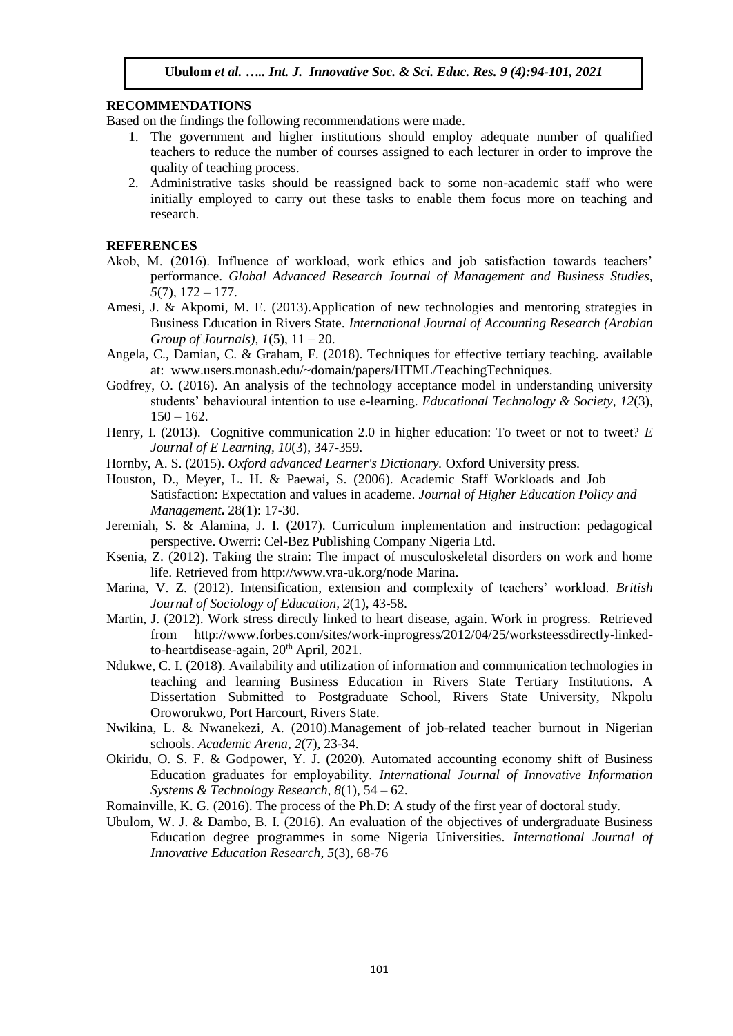## RECOMMENDATIONS

Based on the findings the following recommendations were made.

1. The government and higher institutions should employ adequate number of qualified teachers to reduce the number of courses assigned to each lecturer in order to improve the quality of teaching process.
2. Administrative tasks should be reassigned back to some non-academic staff who were initially employed to carry out these tasks to enable them focus more on teaching and research.

## REFERENCES

Akob, M. (2016). Influence of workload, work ethics and job satisfaction towards teachers' performance. *Global Advanced Research Journal of Management and Business Studies*, *5*(7), 172 – 177.

Amesi, J. & Akpomi, M. E. (2013).Application of new technologies and mentoring strategies in Business Education in Rivers State. *International Journal of Accounting Research (Arabian Group of Journals), 1*(5), 11 – 20.

Angela, C., Damian, C. & Graham, F. (2018). Techniques for effective tertiary teaching. available at: www.users.monash.edu/~domain/papers/HTML/TeachingTechniques.

Godfrey, O. (2016). An analysis of the technology acceptance model in understanding university students' behavioural intention to use e-learning. *Educational Technology & Society, 12*(3), 150 – 162.

Henry, I. (2013). Cognitive communication 2.0 in higher education: To tweet or not to tweet? *E Journal of E Learning, 10*(3), 347-359.

Hornby, A. S. (2015). *Oxford advanced Learner's Dictionary.* Oxford University press.

Houston, D., Meyer, L. H. & Paewai, S. (2006). Academic Staff Workloads and Job Satisfaction: Expectation and values in academe. *Journal of Higher Education Policy and Management***.** 28(1): 17-30.

Jeremiah, S. & Alamina, J. I. (2017). Curriculum implementation and instruction: pedagogical perspective. Owerri: Cel-Bez Publishing Company Nigeria Ltd.

Ksenia, Z. (2012). Taking the strain: The impact of musculoskeletal disorders on work and home life. Retrieved from http://www.vra-uk.org/node Marina.

Marina, V. Z. (2012). Intensification, extension and complexity of teachers' workload. *British Journal of Sociology of Education, 2*(1), 43-58.

Martin, J. (2012). Work stress directly linked to heart disease, again. Work in progress. Retrieved from http://www.forbes.com/sites/work-inprogress/2012/04/25/worksteessdirectly-linked-to-heartdisease-again, 20th April, 2021.

Ndukwe, C. I. (2018). Availability and utilization of information and communication technologies in teaching and learning Business Education in Rivers State Tertiary Institutions. A Dissertation Submitted to Postgraduate School, Rivers State University, Nkpolu Oroworukwo, Port Harcourt, Rivers State.

Nwikina, L. & Nwanekezi, A. (2010).Management of job-related teacher burnout in Nigerian schools. *Academic Arena, 2*(7), 23-34.

Okiridu, O. S. F. & Godpower, Y. J. (2020). Automated accounting economy shift of Business Education graduates for employability. *International Journal of Innovative Information Systems & Technology Research, 8*(1), 54 – 62.

Romainville, K. G. (2016). The process of the Ph.D: A study of the first year of doctoral study.

Ubulom, W. J. & Dambo, B. I. (2016). An evaluation of the objectives of undergraduate Business Education degree programmes in some Nigeria Universities. *International Journal of Innovative Education Research, 5*(3), 68-76